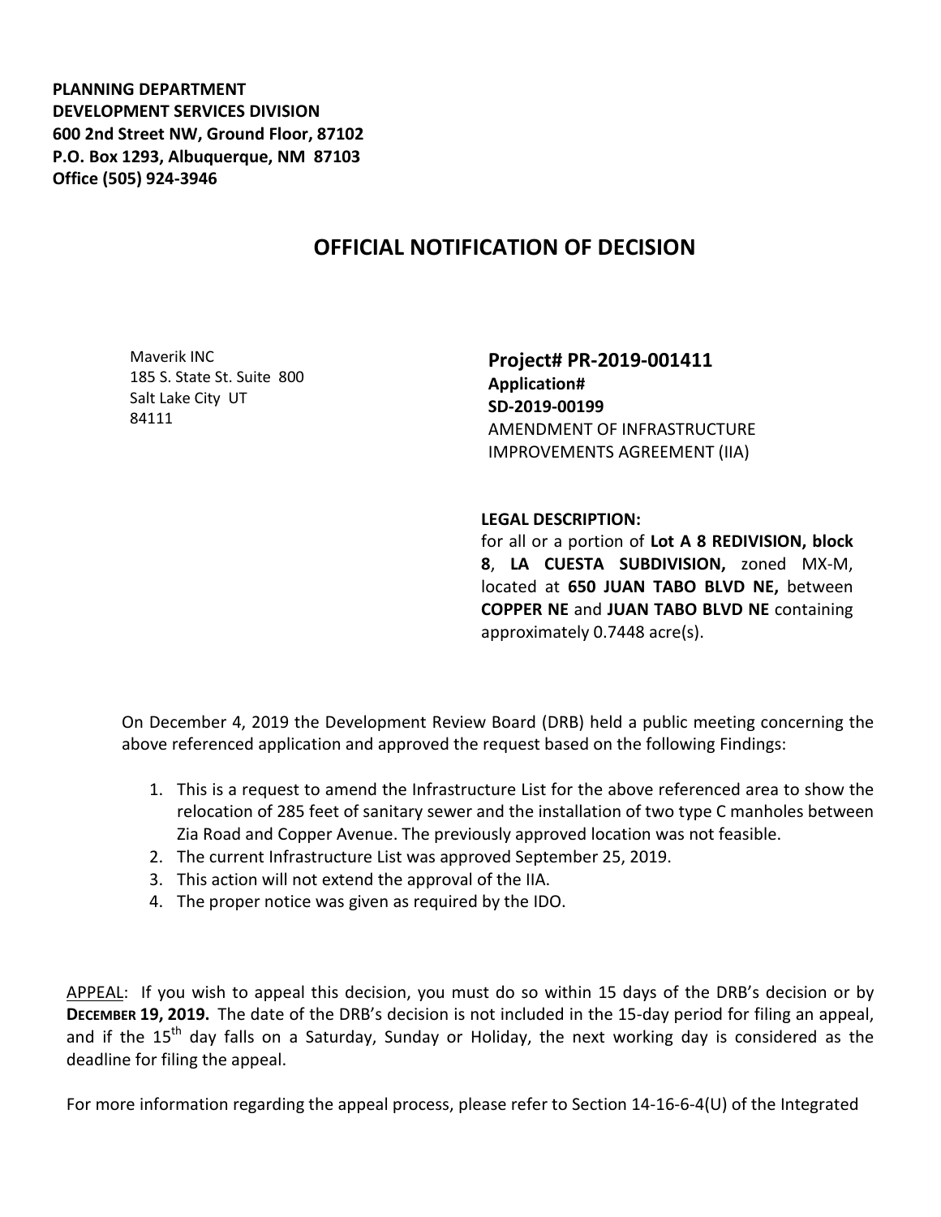**PLANNING DEPARTMENT**
**DEVELOPMENT SERVICES DIVISION**
**600 2nd Street NW, Ground Floor, 87102**
**P.O. Box 1293, Albuquerque, NM 87103**
**Office (505) 924-3946**

# OFFICIAL NOTIFICATION OF DECISION

Maverik INC
185 S. State St. Suite 800
Salt Lake City UT
84111

**Project# PR-2019-001411**
**Application#**
**SD-2019-00199**
AMENDMENT OF INFRASTRUCTURE IMPROVEMENTS AGREEMENT (IIA)

**LEGAL DESCRIPTION:**
for all or a portion of **Lot A 8 REDIVISION, block 8**, **LA CUESTA SUBDIVISION,** zoned MX-M, located at **650 JUAN TABO BLVD NE,** between **COPPER NE** and **JUAN TABO BLVD NE** containing approximately 0.7448 acre(s).

On December 4, 2019 the Development Review Board (DRB) held a public meeting concerning the above referenced application and approved the request based on the following Findings:

1. This is a request to amend the Infrastructure List for the above referenced area to show the relocation of 285 feet of sanitary sewer and the installation of two type C manholes between Zia Road and Copper Avenue. The previously approved location was not feasible.
2. The current Infrastructure List was approved September 25, 2019.
3. This action will not extend the approval of the IIA.
4. The proper notice was given as required by the IDO.

APPEAL: If you wish to appeal this decision, you must do so within 15 days of the DRB's decision or by **DECEMBER 19, 2019.** The date of the DRB's decision is not included in the 15-day period for filing an appeal, and if the 15th day falls on a Saturday, Sunday or Holiday, the next working day is considered as the deadline for filing the appeal.

For more information regarding the appeal process, please refer to Section 14-16-6-4(U) of the Integrated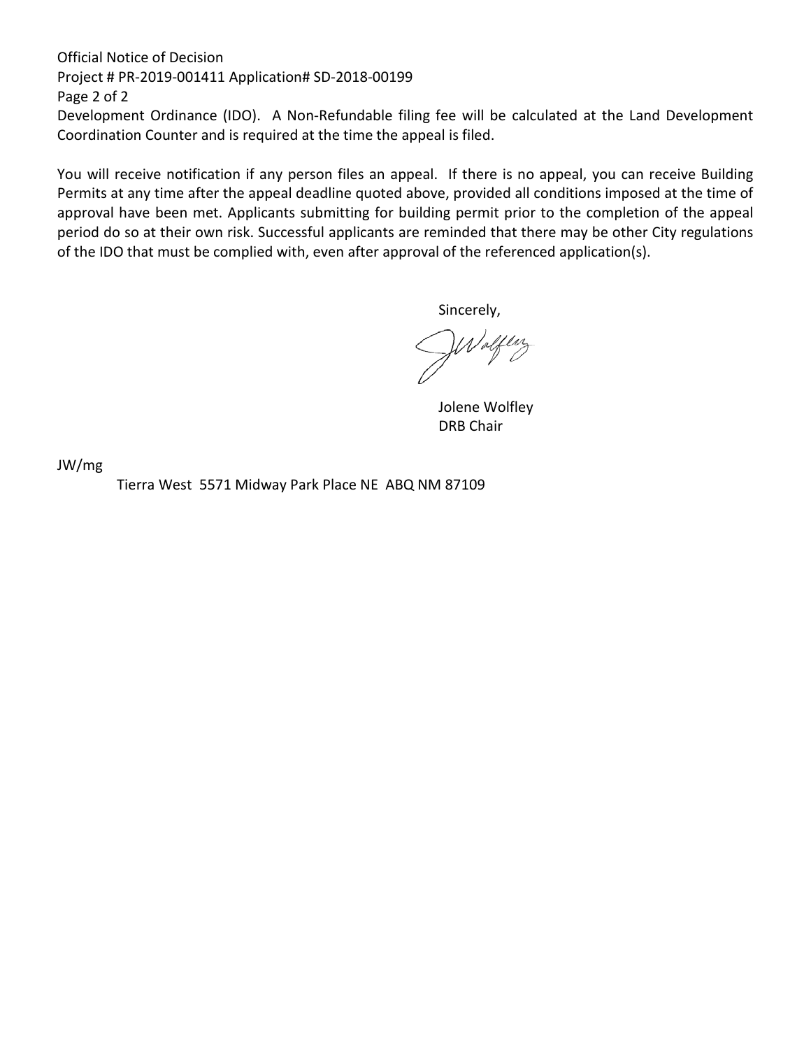Development Ordinance (IDO). A Non-Refundable filing fee will be calculated at the Land Development Coordination Counter and is required at the time the appeal is filed.

You will receive notification if any person files an appeal. If there is no appeal, you can receive Building Permits at any time after the appeal deadline quoted above, provided all conditions imposed at the time of approval have been met. Applicants submitting for building permit prior to the completion of the appeal period do so at their own risk. Successful applicants are reminded that there may be other City regulations of the IDO that must be complied with, even after approval of the referenced application(s).

Sincerely,

Jolene Wolfley
DRB Chair

JW/mg

Tierra West 5571 Midway Park Place NE ABQ NM 87109